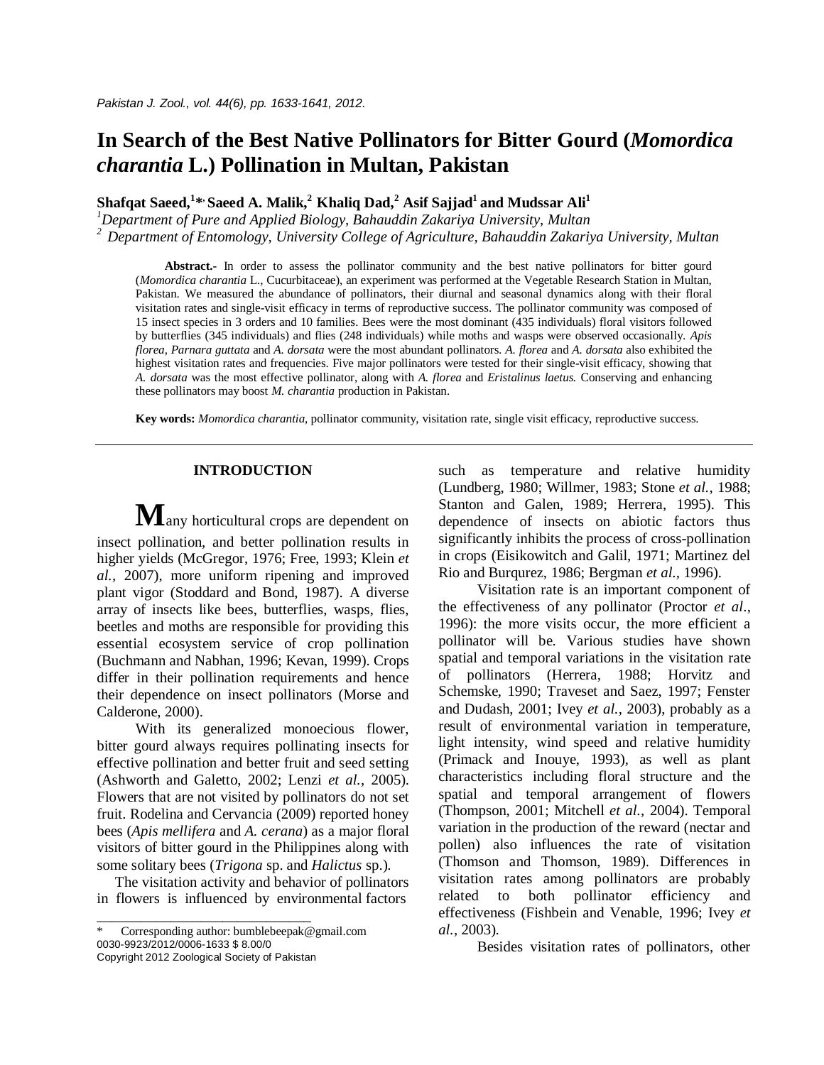# In Search of the Best Native Pollinators for Bitter Gourd (*Momordica charantia* L.) Pollination in Multan, Pakistan

**Shafqat Saeed,[1]\* Saeed A. Malik,[2] Khaliq Dad,[2] Asif Sajjad[1] and Mudssar Ali[1]**

*[1]Department of Pure and Applied Biology, Bahauddin Zakariya University, Multan*
*[2] Department of Entomology, University College of Agriculture, Bahauddin Zakariya University, Multan*

**Abstract.-** In order to assess the pollinator community and the best native pollinators for bitter gourd (*Momordica charantia* L., Cucurbitaceae), an experiment was performed at the Vegetable Research Station in Multan, Pakistan. We measured the abundance of pollinators, their diurnal and seasonal dynamics along with their floral visitation rates and single-visit efficacy in terms of reproductive success. The pollinator community was composed of 15 insect species in 3 orders and 10 families. Bees were the most dominant (435 individuals) floral visitors followed by butterflies (345 individuals) and flies (248 individuals) while moths and wasps were observed occasionally. *Apis florea*, *Parnara guttata* and *A. dorsata* were the most abundant pollinators. *A. florea* and *A. dorsata* also exhibited the highest visitation rates and frequencies. Five major pollinators were tested for their single-visit efficacy, showing that *A. dorsata* was the most effective pollinator, along with *A. florea* and *Eristalinus laetus.* Conserving and enhancing these pollinators may boost *M. charantia* production in Pakistan.

**Key words:** *Momordica charantia*, pollinator community, visitation rate, single visit efficacy, reproductive success.

## INTRODUCTION

Many horticultural crops are dependent on insect pollination, and better pollination results in higher yields (McGregor, 1976; Free, 1993; Klein *et al.*, 2007), more uniform ripening and improved plant vigor (Stoddard and Bond, 1987). A diverse array of insects like bees, butterflies, wasps, flies, beetles and moths are responsible for providing this essential ecosystem service of crop pollination (Buchmann and Nabhan, 1996; Kevan, 1999). Crops differ in their pollination requirements and hence their dependence on insect pollinators (Morse and Calderone, 2000).

With its generalized monoecious flower, bitter gourd always requires pollinating insects for effective pollination and better fruit and seed setting (Ashworth and Galetto, 2002; Lenzi *et al.,* 2005). Flowers that are not visited by pollinators do not set fruit. Rodelina and Cervancia (2009) reported honey bees (*Apis mellifera* and *A. cerana*) as a major floral visitors of bitter gourd in the Philippines along with some solitary bees (*Trigona* sp. and *Halictus* sp.).

The visitation activity and behavior of pollinators in flowers is influenced by environmental factors such as temperature and relative humidity (Lundberg, 1980; Willmer, 1983; Stone *et al.,* 1988; Stanton and Galen, 1989; Herrera, 1995). This dependence of insects on abiotic factors thus significantly inhibits the process of cross-pollination in crops (Eisikowitch and Galil, 1971; Martinez del Rio and Burqurez, 1986; Bergman *et al*., 1996).

Visitation rate is an important component of the effectiveness of any pollinator (Proctor *et al*., 1996): the more visits occur, the more efficient a pollinator will be. Various studies have shown spatial and temporal variations in the visitation rate of pollinators (Herrera, 1988; Horvitz and Schemske, 1990; Traveset and Saez, 1997; Fenster and Dudash, 2001; Ivey *et al.*, 2003), probably as a result of environmental variation in temperature, light intensity, wind speed and relative humidity (Primack and Inouye, 1993), as well as plant characteristics including floral structure and the spatial and temporal arrangement of flowers (Thompson, 2001; Mitchell *et al.,* 2004). Temporal variation in the production of the reward (nectar and pollen) also influences the rate of visitation (Thomson and Thomson, 1989). Differences in visitation rates among pollinators are probably related to both pollinator efficiency and effectiveness (Fishbein and Venable, 1996; Ivey *et al.,* 2003).

Besides visitation rates of pollinators, other

\* Corresponding author: bumblebeepak@gmail.com
0030-9923/2012/0006-1633 $ 8.00/0
Copyright 2012 Zoological Society of Pakistan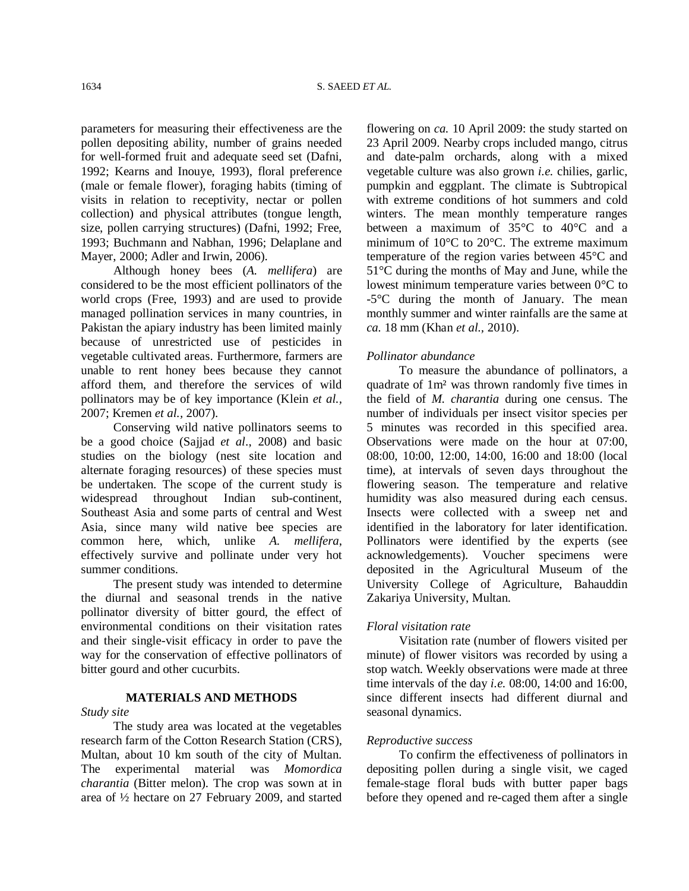parameters for measuring their effectiveness are the pollen depositing ability, number of grains needed for well-formed fruit and adequate seed set (Dafni, 1992; Kearns and Inouye, 1993), floral preference (male or female flower), foraging habits (timing of visits in relation to receptivity, nectar or pollen collection) and physical attributes (tongue length, size, pollen carrying structures) (Dafni, 1992; Free, 1993; Buchmann and Nabhan, 1996; Delaplane and Mayer, 2000; Adler and Irwin, 2006).

Although honey bees (*A. mellifera*) are considered to be the most efficient pollinators of the world crops (Free, 1993) and are used to provide managed pollination services in many countries, in Pakistan the apiary industry has been limited mainly because of unrestricted use of pesticides in vegetable cultivated areas. Furthermore, farmers are unable to rent honey bees because they cannot afford them, and therefore the services of wild pollinators may be of key importance (Klein *et al.*, 2007; Kremen *et al.*, 2007).

Conserving wild native pollinators seems to be a good choice (Sajjad *et al*., 2008) and basic studies on the biology (nest site location and alternate foraging resources) of these species must be undertaken. The scope of the current study is widespread throughout Indian sub-continent, Southeast Asia and some parts of central and West Asia, since many wild native bee species are common here, which, unlike *A. mellifera*, effectively survive and pollinate under very hot summer conditions.

The present study was intended to determine the diurnal and seasonal trends in the native pollinator diversity of bitter gourd, the effect of environmental conditions on their visitation rates and their single-visit efficacy in order to pave the way for the conservation of effective pollinators of bitter gourd and other cucurbits.

## MATERIALS AND METHODS

*Study site*

The study area was located at the vegetables research farm of the Cotton Research Station (CRS), Multan, about 10 km south of the city of Multan. The experimental material was *Momordica charantia* (Bitter melon). The crop was sown at in area of ½ hectare on 27 February 2009, and started flowering on *ca.* 10 April 2009: the study started on 23 April 2009. Nearby crops included mango, citrus and date-palm orchards, along with a mixed vegetable culture was also grown *i.e.* chilies, garlic, pumpkin and eggplant. The climate is Subtropical with extreme conditions of hot summers and cold winters. The mean monthly temperature ranges between a maximum of 35°C to 40°C and a minimum of 10°C to 20°C. The extreme maximum temperature of the region varies between 45°C and 51°C during the months of May and June, while the lowest minimum temperature varies between 0°C to -5°C during the month of January. The mean monthly summer and winter rainfalls are the same at *ca.* 18 mm (Khan *et al.,* 2010).

*Pollinator abundance*

To measure the abundance of pollinators, a quadrate of 1m² was thrown randomly five times in the field of *M. charantia* during one census. The number of individuals per insect visitor species per 5 minutes was recorded in this specified area. Observations were made on the hour at 07:00, 08:00, 10:00, 12:00, 14:00, 16:00 and 18:00 (local time), at intervals of seven days throughout the flowering season. The temperature and relative humidity was also measured during each census. Insects were collected with a sweep net and identified in the laboratory for later identification. Pollinators were identified by the experts (see acknowledgements). Voucher specimens were deposited in the Agricultural Museum of the University College of Agriculture, Bahauddin Zakariya University, Multan.

*Floral visitation rate*

Visitation rate (number of flowers visited per minute) of flower visitors was recorded by using a stop watch. Weekly observations were made at three time intervals of the day *i.e.* 08:00, 14:00 and 16:00, since different insects had different diurnal and seasonal dynamics.

*Reproductive success*

To confirm the effectiveness of pollinators in depositing pollen during a single visit, we caged female-stage floral buds with butter paper bags before they opened and re-caged them after a single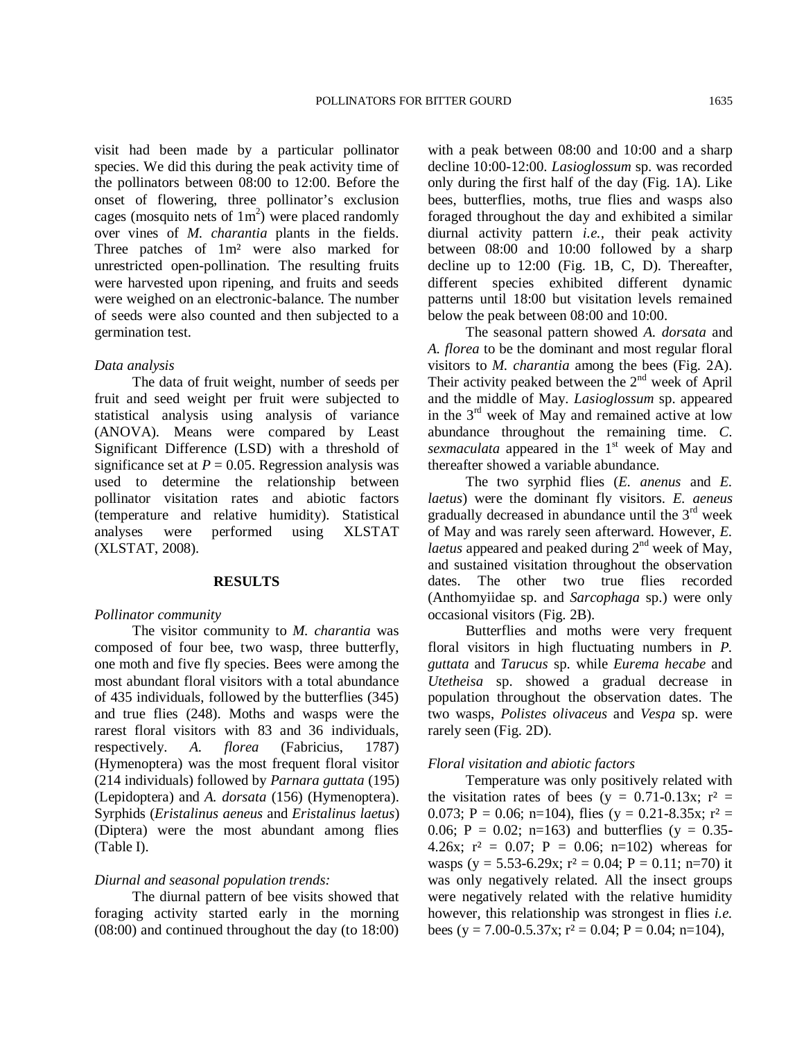visit had been made by a particular pollinator species. We did this during the peak activity time of the pollinators between 08:00 to 12:00. Before the onset of flowering, three pollinator's exclusion cages (mosquito nets of $1m^2$) were placed randomly over vines of *M. charantia* plants in the fields. Three patches of $1m^2$ were also marked for unrestricted open-pollination. The resulting fruits were harvested upon ripening, and fruits and seeds were weighed on an electronic-balance. The number of seeds were also counted and then subjected to a germination test.

### *Data analysis*

The data of fruit weight, number of seeds per fruit and seed weight per fruit were subjected to statistical analysis using analysis of variance (ANOVA). Means were compared by Least Significant Difference (LSD) with a threshold of significance set at $P = 0.05$. Regression analysis was used to determine the relationship between pollinator visitation rates and abiotic factors (temperature and relative humidity). Statistical analyses were performed using XLSTAT (XLSTAT, 2008).

## RESULTS

### *Pollinator community*

The visitor community to *M. charantia* was composed of four bee, two wasp, three butterfly, one moth and five fly species. Bees were among the most abundant floral visitors with a total abundance of 435 individuals, followed by the butterflies (345) and true flies (248). Moths and wasps were the rarest floral visitors with 83 and 36 individuals, respectively. *A. florea* (Fabricius, 1787) (Hymenoptera) was the most frequent floral visitor (214 individuals) followed by *Parnara guttata* (195) (Lepidoptera) and *A. dorsata* (156) (Hymenoptera). Syrphids (*Eristalinus aeneus* and *Eristalinus laetus*) (Diptera) were the most abundant among flies (Table I).

### *Diurnal and seasonal population trends:*

The diurnal pattern of bee visits showed that foraging activity started early in the morning (08:00) and continued throughout the day (to 18:00) with a peak between 08:00 and 10:00 and a sharp decline 10:00-12:00. *Lasioglossum* sp. was recorded only during the first half of the day (Fig. 1A). Like bees, butterflies, moths, true flies and wasps also foraged throughout the day and exhibited a similar diurnal activity pattern *i.e.*, their peak activity between 08:00 and 10:00 followed by a sharp decline up to 12:00 (Fig. 1B, C, D). Thereafter, different species exhibited different dynamic patterns until 18:00 but visitation levels remained below the peak between 08:00 and 10:00.

The seasonal pattern showed *A. dorsata* and *A. florea* to be the dominant and most regular floral visitors to *M. charantia* among the bees (Fig. 2A). Their activity peaked between the 2nd week of April and the middle of May. *Lasioglossum* sp. appeared in the 3rd week of May and remained active at low abundance throughout the remaining time. *C. sexmaculata* appeared in the 1st week of May and thereafter showed a variable abundance.

The two syrphid flies (*E. anenus* and *E. laetus*) were the dominant fly visitors. *E. aeneus* gradually decreased in abundance until the 3rd week of May and was rarely seen afterward. However, *E. laetus* appeared and peaked during 2nd week of May, and sustained visitation throughout the observation dates. The other two true flies recorded (Anthomyiidae sp. and *Sarcophaga* sp.) were only occasional visitors (Fig. 2B).

Butterflies and moths were very frequent floral visitors in high fluctuating numbers in *P. guttata* and *Tarucus* sp. while *Eurema hecabe* and *Utetheisa* sp. showed a gradual decrease in population throughout the observation dates. The two wasps, *Polistes olivaceus* and *Vespa* sp. were rarely seen (Fig. 2D).

### *Floral visitation and abiotic factors*

Temperature was only positively related with the visitation rates of bees ($y = 0.71\text{-}0.13x$; $r^2 = 0.073$; $P = 0.06$; $n=104$), flies ($y = 0.21\text{-}8.35x$; $r^2 = 0.06$; $P = 0.02$; $n=163$) and butterflies ($y = 0.35\text{-}4.26x$; $r^2 = 0.07$; $P = 0.06$; $n=102$) whereas for wasps ($y = 5.53\text{-}6.29x$; $r^2 = 0.04$; $P = 0.11$; $n=70$) it was only negatively related. All the insect groups were negatively related with the relative humidity however, this relationship was strongest in flies *i.e.* bees ($y = 7.00\text{-}0.5.37x$; $r^2 = 0.04$; $P = 0.04$; $n=104$),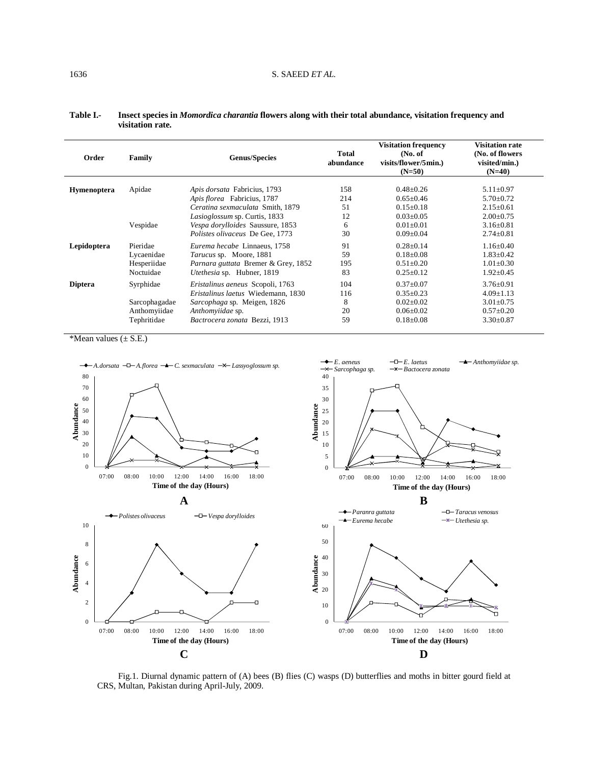**Table I.- Insect species in *Momordica charantia* flowers along with their total abundance, visitation frequency and visitation rate.**

| Order | Family | Genus/Species | Total abundance | Visitation frequency (No. of visits/flower/5min.) (N=50) | Visitation rate (No. of flowers visited/min.) (N=40) |
|---|---|---|---|---|---|
| **Hymenoptera** | Apidae | *Apis dorsata* Fabricius, 1793 | 158 | 0.48±0.26 | 5.11±0.97 |
| | | *Apis florea* Fabricius, 1787 | 214 | 0.65±0.46 | 5.70±0.72 |
| | | *Ceratina sexmaculata* Smith, 1879 | 51 | 0.15±0.18 | 2.15±0.61 |
| | | *Lasioglossum* sp. Curtis, 1833 | 12 | 0.03±0.05 | 2.00±0.75 |
| | Vespidae | *Vespa dorylloides* Saussure, 1853 | 6 | 0.01±0.01 | 3.16±0.81 |
| | | *Polistes olivaceus* De Gee, 1773 | 30 | 0.09±0.04 | 2.74±0.81 |
| **Lepidoptera** | Pieridae | *Eurema hecabe* Linnaeus, 1758 | 91 | 0.28±0.14 | 1.16±0.40 |
| | Lycaenidae | *Tarucus* sp. Moore, 1881 | 59 | 0.18±0.08 | 1.83±0.42 |
| | Hesperiidae | *Parnara guttata* Bremer & Grey, 1852 | 195 | 0.51±0.20 | 1.01±0.30 |
| | Noctuidae | *Utethesia* sp. Hubner, 1819 | 83 | 0.25±0.12 | 1.92±0.45 |
| **Diptera** | Syrphidae | *Eristalinus aeneus* Scopoli, 1763 | 104 | 0.37±0.07 | 3.76±0.91 |
| | | *Eristalinus laetus* Wiedemann, 1830 | 116 | 0.35±0.23 | 4.09±1.13 |
| | Sarcophagadae | *Sarcophaga* sp. Meigen, 1826 | 8 | 0.02±0.02 | 3.01±0.75 |
| | Anthomyiidae | *Anthomyiidae* sp. | 20 | 0.06±0.02 | 0.57±0.20 |
| | Tephritidae | *Bactrocera zonata* Bezzi, 1913 | 59 | 0.18±0.08 | 3.30±0.87 |

*Mean values (± S.E.)

Fig.1. Diurnal dynamic pattern of (A) bees (B) flies (C) wasps (D) butterflies and moths in bitter gourd field at CRS, Multan, Pakistan during April-July, 2009.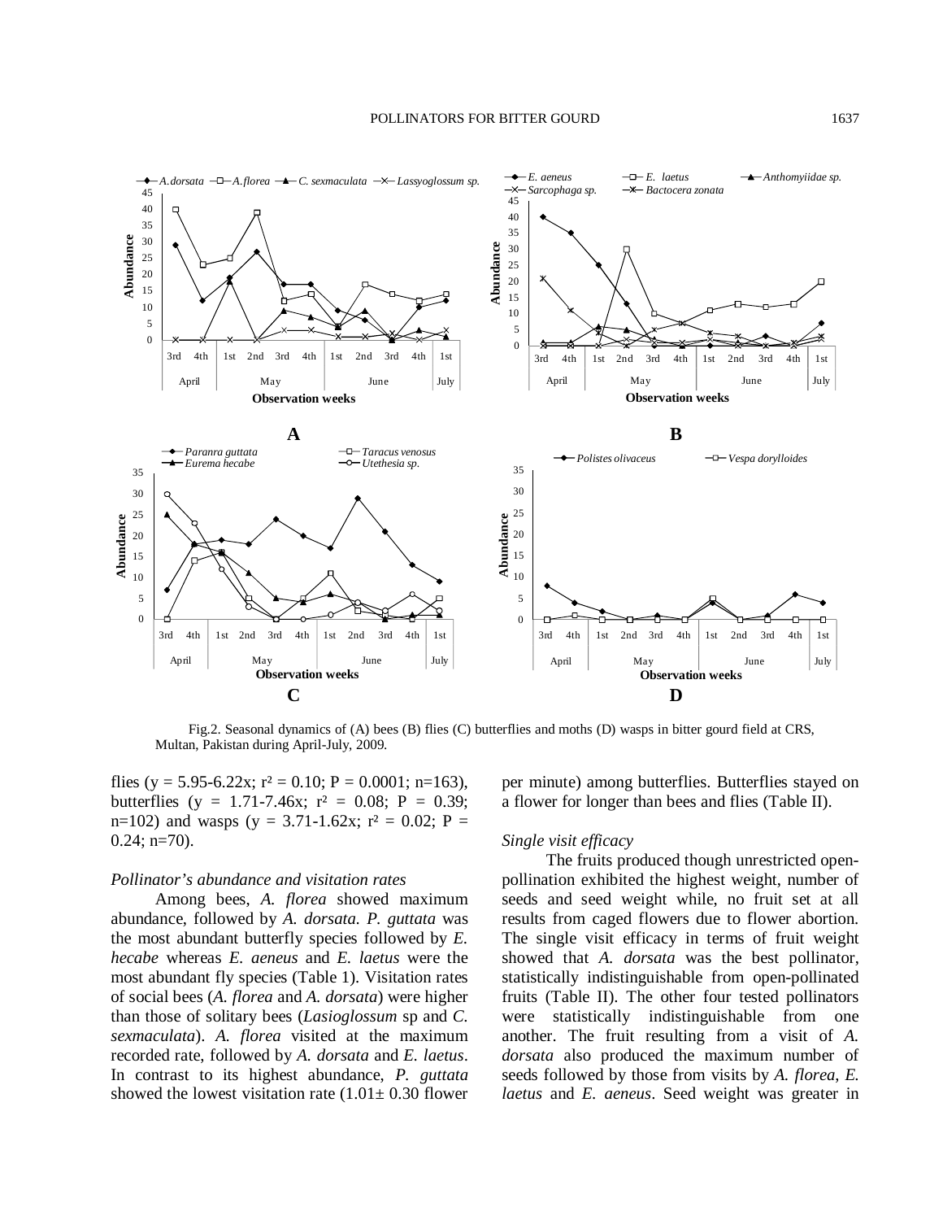Fig.2. Seasonal dynamics of (A) bees (B) flies (C) butterflies and moths (D) wasps in bitter gourd field at CRS, Multan, Pakistan during April-July, 2009.

flies ($y = 5.95\text{-}6.22x$; $r^2 = 0.10$; $P = 0.0001$; $n=163$), butterflies ($y = 1.71\text{-}7.46x$; $r^2 = 0.08$; $P = 0.39$; $n=102$) and wasps ($y = 3.71\text{-}1.62x$; $r^2 = 0.02$; $P = 0.24$; $n=70$).

### *Pollinator's abundance and visitation rates*

Among bees, *A. florea* showed maximum abundance, followed by *A. dorsata*. *P. guttata* was the most abundant butterfly species followed by *E. hecabe* whereas *E. aeneus* and *E. laetus* were the most abundant fly species (Table 1). Visitation rates of social bees (*A. florea* and *A. dorsata*) were higher than those of solitary bees (*Lasioglossum* sp and *C. sexmaculata*). *A. florea* visited at the maximum recorded rate, followed by *A. dorsata* and *E. laetus*. In contrast to its highest abundance, *P. guttata* showed the lowest visitation rate (1.01± 0.30 flower per minute) among butterflies. Butterflies stayed on a flower for longer than bees and flies (Table II).

### *Single visit efficacy*

The fruits produced though unrestricted open-pollination exhibited the highest weight, number of seeds and seed weight while, no fruit set at all results from caged flowers due to flower abortion. The single visit efficacy in terms of fruit weight showed that *A. dorsata* was the best pollinator, statistically indistinguishable from open-pollinated fruits (Table II). The other four tested pollinators were statistically indistinguishable from one another. The fruit resulting from a visit of *A. dorsata* also produced the maximum number of seeds followed by those from visits by *A. florea*, *E. laetus* and *E. aeneus*. Seed weight was greater in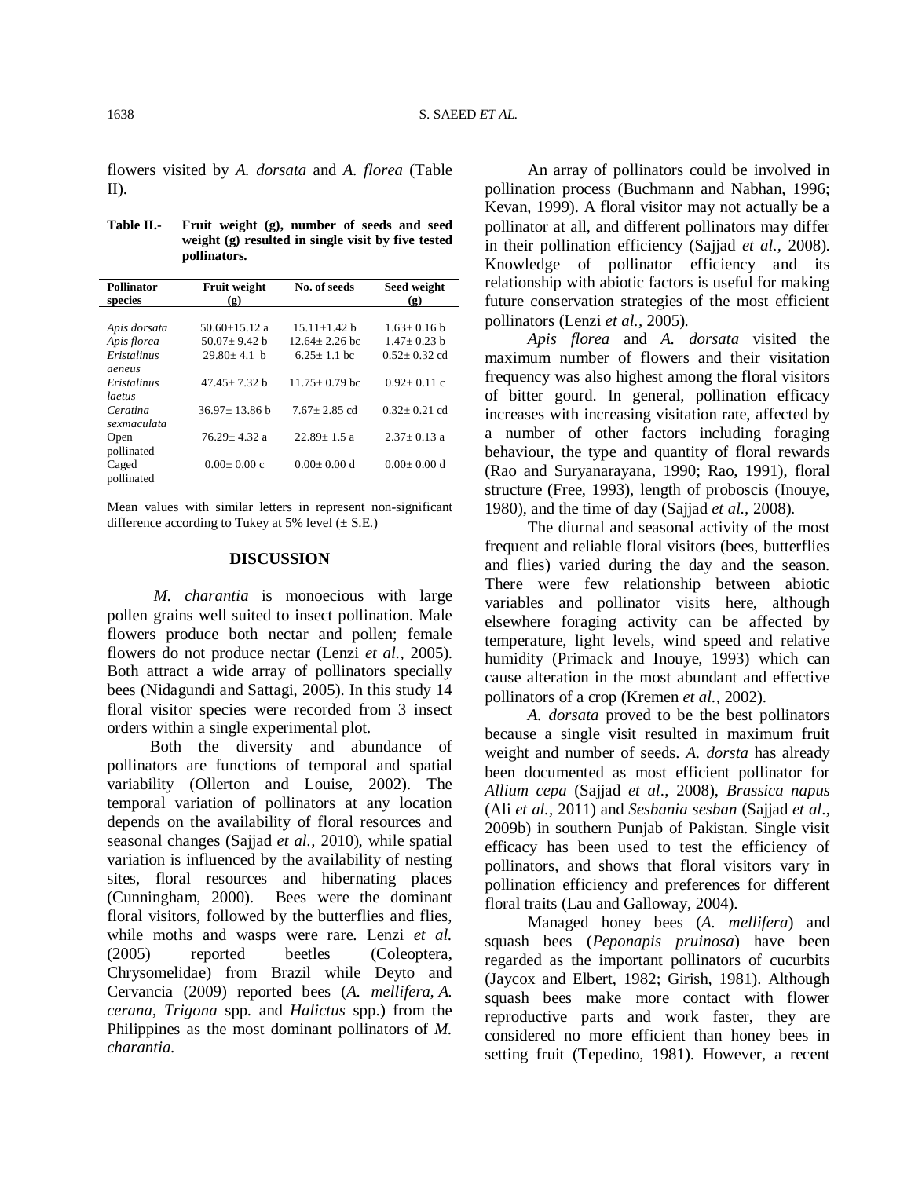flowers visited by *A. dorsata* and *A. florea* (Table II).

**Table II.- Fruit weight (g), number of seeds and seed weight (g) resulted in single visit by five tested pollinators.**

| Pollinator species | Fruit weight (g) | No. of seeds | Seed weight (g) |
|---|---|---|---|
| *Apis dorsata* | 50.60±15.12 a | 15.11±1.42 b | 1.63± 0.16 b |
| *Apis florea* | 50.07± 9.42 b | 12.64± 2.26 bc | 1.47± 0.23 b |
| *Eristalinus aeneus* | 29.80± 4.1 b | 6.25± 1.1 bc | 0.52± 0.32 cd |
| *Eristalinus laetus* | 47.45± 7.32 b | 11.75± 0.79 bc | 0.92± 0.11 c |
| *Ceratina sexmaculata* | 36.97± 13.86 b | 7.67± 2.85 cd | 0.32± 0.21 cd |
| Open pollinated | 76.29± 4.32 a | 22.89± 1.5 a | 2.37± 0.13 a |
| Caged pollinated | 0.00± 0.00 c | 0.00± 0.00 d | 0.00± 0.00 d |

Mean values with similar letters in represent non-significant difference according to Tukey at 5% level (± S.E.)

## DISCUSSION

*M. charantia* is monoecious with large pollen grains well suited to insect pollination. Male flowers produce both nectar and pollen; female flowers do not produce nectar (Lenzi *et al.,* 2005). Both attract a wide array of pollinators specially bees (Nidagundi and Sattagi, 2005). In this study 14 floral visitor species were recorded from 3 insect orders within a single experimental plot.

Both the diversity and abundance of pollinators are functions of temporal and spatial variability (Ollerton and Louise, 2002). The temporal variation of pollinators at any location depends on the availability of floral resources and seasonal changes (Sajjad *et al.,* 2010), while spatial variation is influenced by the availability of nesting sites, floral resources and hibernating places (Cunningham, 2000). Bees were the dominant floral visitors, followed by the butterflies and flies, while moths and wasps were rare. Lenzi *et al.* (2005) reported beetles (Coleoptera, Chrysomelidae) from Brazil while Deyto and Cervancia (2009) reported bees (*A. mellifera, A. cerana*, *Trigona* spp. and *Halictus* spp.) from the Philippines as the most dominant pollinators of *M. charantia.*

An array of pollinators could be involved in pollination process (Buchmann and Nabhan, 1996; Kevan, 1999). A floral visitor may not actually be a pollinator at all, and different pollinators may differ in their pollination efficiency (Sajjad *et al.,* 2008). Knowledge of pollinator efficiency and its relationship with abiotic factors is useful for making future conservation strategies of the most efficient pollinators (Lenzi *et al.,* 2005).

*Apis florea* and *A. dorsata* visited the maximum number of flowers and their visitation frequency was also highest among the floral visitors of bitter gourd. In general, pollination efficacy increases with increasing visitation rate, affected by a number of other factors including foraging behaviour, the type and quantity of floral rewards (Rao and Suryanarayana, 1990; Rao, 1991), floral structure (Free, 1993), length of proboscis (Inouye, 1980), and the time of day (Sajjad *et al.,* 2008).

The diurnal and seasonal activity of the most frequent and reliable floral visitors (bees, butterflies and flies) varied during the day and the season. There were few relationship between abiotic variables and pollinator visits here, although elsewhere foraging activity can be affected by temperature, light levels, wind speed and relative humidity (Primack and Inouye, 1993) which can cause alteration in the most abundant and effective pollinators of a crop (Kremen *et al.,* 2002).

*A. dorsata* proved to be the best pollinators because a single visit resulted in maximum fruit weight and number of seeds. *A. dorsta* has already been documented as most efficient pollinator for *Allium cepa* (Sajjad *et al*., 2008), *Brassica napus* (Ali *et al.,* 2011) and *Sesbania sesban* (Sajjad *et al*., 2009b) in southern Punjab of Pakistan. Single visit efficacy has been used to test the efficiency of pollinators, and shows that floral visitors vary in pollination efficiency and preferences for different floral traits (Lau and Galloway, 2004).

Managed honey bees (*A. mellifera*) and squash bees (*Peponapis pruinosa*) have been regarded as the important pollinators of cucurbits (Jaycox and Elbert, 1982; Girish, 1981). Although squash bees make more contact with flower reproductive parts and work faster, they are considered no more efficient than honey bees in setting fruit (Tepedino, 1981). However, a recent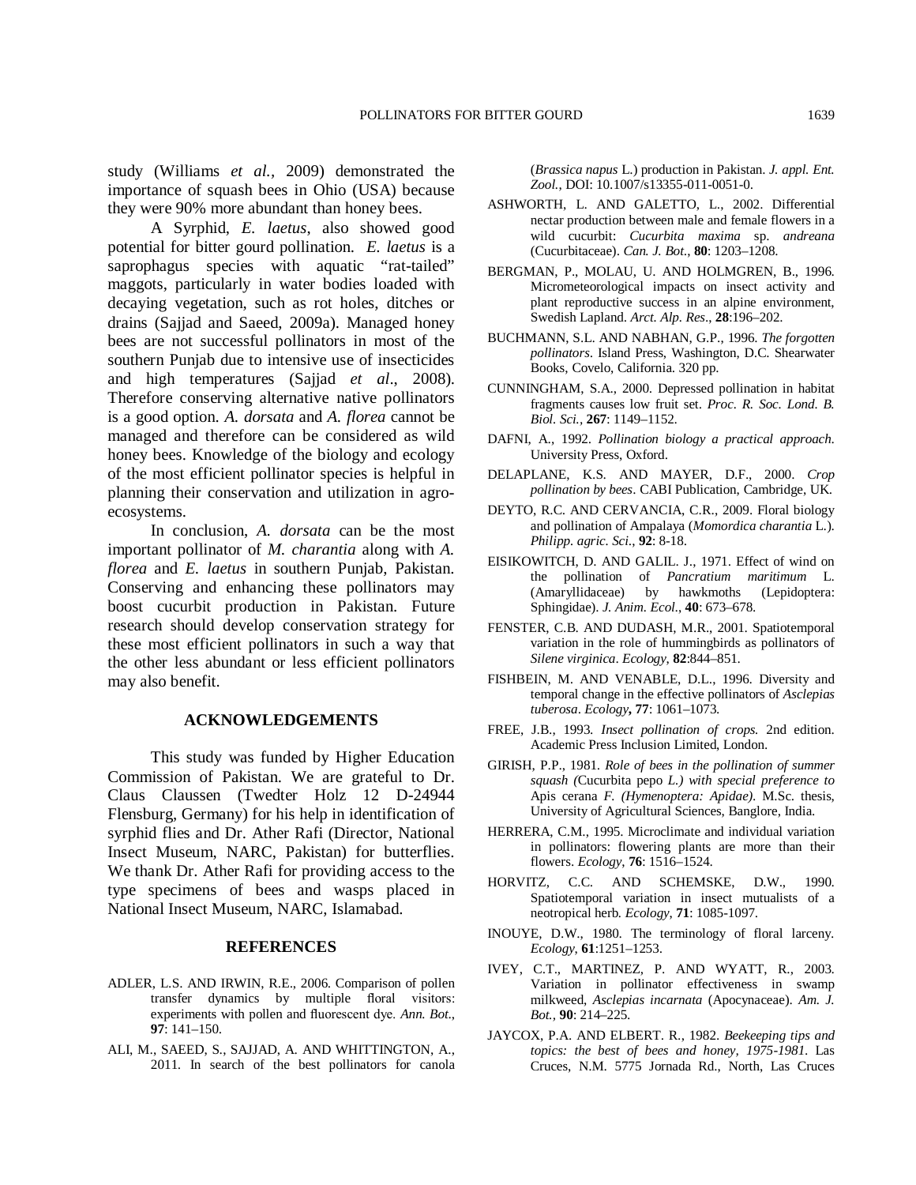study (Williams *et al.,* 2009) demonstrated the importance of squash bees in Ohio (USA) because they were 90% more abundant than honey bees.

A Syrphid, *E. laetus*, also showed good potential for bitter gourd pollination. *E. laetus* is a saprophagus species with aquatic "rat-tailed" maggots, particularly in water bodies loaded with decaying vegetation, such as rot holes, ditches or drains (Sajjad and Saeed, 2009a). Managed honey bees are not successful pollinators in most of the southern Punjab due to intensive use of insecticides and high temperatures (Sajjad *et al*., 2008). Therefore conserving alternative native pollinators is a good option. *A. dorsata* and *A. florea* cannot be managed and therefore can be considered as wild honey bees. Knowledge of the biology and ecology of the most efficient pollinator species is helpful in planning their conservation and utilization in agro-ecosystems.

In conclusion, *A. dorsata* can be the most important pollinator of *M. charantia* along with *A. florea* and *E. laetus* in southern Punjab, Pakistan. Conserving and enhancing these pollinators may boost cucurbit production in Pakistan. Future research should develop conservation strategy for these most efficient pollinators in such a way that the other less abundant or less efficient pollinators may also benefit.

## ACKNOWLEDGEMENTS

This study was funded by Higher Education Commission of Pakistan. We are grateful to Dr. Claus Claussen (Twedter Holz 12 D-24944 Flensburg, Germany) for his help in identification of syrphid flies and Dr. Ather Rafi (Director, National Insect Museum, NARC, Pakistan) for butterflies. We thank Dr. Ather Rafi for providing access to the type specimens of bees and wasps placed in National Insect Museum, NARC, Islamabad.

## REFERENCES

ADLER, L.S. AND IRWIN, R.E., 2006. Comparison of pollen transfer dynamics by multiple floral visitors: experiments with pollen and fluorescent dye. *Ann. Bot.*, **97**: 141–150.

ALI, M., SAEED, S., SAJJAD, A. AND WHITTINGTON, A., 2011. In search of the best pollinators for canola (*Brassica napus* L.) production in Pakistan. *J. appl. Ent. Zool.,* DOI: 10.1007/s13355-011-0051-0.

ASHWORTH, L. AND GALETTO, L., 2002. Differential nectar production between male and female flowers in a wild cucurbit: *Cucurbita maxima* sp. *andreana* (Cucurbitaceae). *Can. J. Bot*., **80**: 1203–1208.

BERGMAN, P., MOLAU, U. AND HOLMGREN, B., 1996. Micrometeorological impacts on insect activity and plant reproductive success in an alpine environment, Swedish Lapland. *Arct. Alp. Res*., **28**:196–202.

BUCHMANN, S.L. AND NABHAN, G.P., 1996. *The forgotten pollinators*. Island Press, Washington, D.C. Shearwater Books, Covelo, California. 320 pp.

CUNNINGHAM, S.A., 2000. Depressed pollination in habitat fragments causes low fruit set. *Proc. R. Soc. Lond. B. Biol. Sci.,* **267**: 1149–1152.

DAFNI, A., 1992. *Pollination biology a practical approach*. University Press, Oxford.

DELAPLANE, K.S. AND MAYER, D.F., 2000. *Crop pollination by bees*. CABI Publication, Cambridge, UK.

DEYTO, R.C. AND CERVANCIA, C.R., 2009. Floral biology and pollination of Ampalaya (*Momordica charantia* L.). *Philipp. agric. Sci*., **92**: 8-18.

EISIKOWITCH, D. AND GALIL. J., 1971. Effect of wind on the pollination of *Pancratium maritimum* L. (Amaryllidaceae) by hawkmoths (Lepidoptera: Sphingidae). *J. Anim. Ecol*., **40**: 673–678.

FENSTER, C.B. AND DUDASH, M.R., 2001. Spatiotemporal variation in the role of hummingbirds as pollinators of *Silene virginica*. *Ecology*, **82**:844–851.

FISHBEIN, M. AND VENABLE, D.L., 1996. Diversity and temporal change in the effective pollinators of *Asclepias tuberosa*. *Ecology***, 77**: 1061–1073.

FREE, J.B., 1993. *Insect pollination of crops.* 2nd edition. Academic Press Inclusion Limited, London.

GIRISH, P.P., 1981. *Role of bees in the pollination of summer squash (*Cucurbita pepo *L.) with special preference to* Apis cerana *F. (Hymenoptera: Apidae)*. M.Sc. thesis, University of Agricultural Sciences, Banglore, India.

HERRERA, C.M., 1995. Microclimate and individual variation in pollinators: flowering plants are more than their flowers. *Ecology*, **76**: 1516–1524.

HORVITZ, C.C. AND SCHEMSKE, D.W., 1990. Spatiotemporal variation in insect mutualists of a neotropical herb. *Ecology*, **71**: 1085-1097.

INOUYE, D.W., 1980. The terminology of floral larceny. *Ecology*, **61**:1251–1253.

IVEY, C.T., MARTINEZ, P. AND WYATT, R., 2003. Variation in pollinator effectiveness in swamp milkweed, *Asclepias incarnata* (Apocynaceae). *Am. J. Bot.,* **90**: 214–225.

JAYCOX, P.A. AND ELBERT. R., 1982. *Beekeeping tips and topics: the best of bees and honey, 1975-1981.* Las Cruces, N.M. 5775 Jornada Rd., North, Las Cruces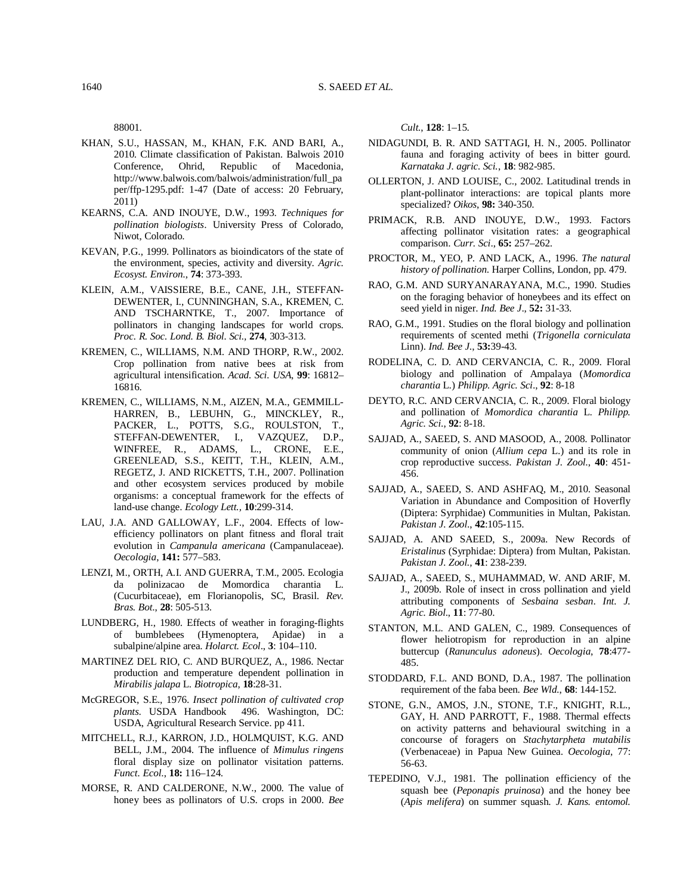88001.

KHAN, S.U., HASSAN, M., KHAN, F.K. AND BARI, A., 2010. Climate classification of Pakistan. Balwois 2010 Conference, Ohrid, Republic of Macedonia, http://www.balwois.com/balwois/administration/full_paper/ffp-1295.pdf: 1-47 (Date of access: 20 February, 2011)

KEARNS, C.A. AND INOUYE, D.W., 1993. *Techniques for pollination biologists*. University Press of Colorado, Niwot, Colorado.

KEVAN, P.G., 1999. Pollinators as bioindicators of the state of the environment, species, activity and diversity. *Agric. Ecosyst. Environ.*, **74**: 373-393.

KLEIN, A.M., VAISSIERE, B.E., CANE, J.H., STEFFAN-DEWENTER, I., CUNNINGHAN, S.A., KREMEN, C. AND TSCHARNTKE, T., 2007. Importance of pollinators in changing landscapes for world crops. *Proc. R. Soc. Lond. B. Biol. Sci.*, **274**, 303-313.

KREMEN, C., WILLIAMS, N.M. AND THORP, R.W., 2002. Crop pollination from native bees at risk from agricultural intensification. *Acad. Sci. USA*, **99**: 16812–16816.

KREMEN, C., WILLIAMS, N.M., AIZEN, M.A., GEMMILL-HARREN, B., LEBUHN, G., MINCKLEY, R., PACKER, L., POTTS, S.G., ROULSTON, T., STEFFAN-DEWENTER, I., VAZQUEZ, D.P., WINFREE, R., ADAMS, L., CRONE, E.E., GREENLEAD, S.S., KEITT, T.H., KLEIN, A.M., REGETZ, J. AND RICKETTS, T.H., 2007. Pollination and other ecosystem services produced by mobile organisms: a conceptual framework for the effects of land-use change. *Ecology Lett.*, **10**:299-314.

LAU, J.A. AND GALLOWAY, L.F., 2004. Effects of low-efficiency pollinators on plant fitness and floral trait evolution in *Campanula americana* (Campanulaceae). *Oecologia*, **141:** 577–583.

LENZI, M., ORTH, A.I. AND GUERRA, T.M., 2005. Ecologia da polinizacao de Momordica charantia L. (Cucurbitaceae), em Florianopolis, SC, Brasil. *Rev. Bras. Bot.*, **28**: 505-513.

LUNDBERG, H., 1980. Effects of weather in foraging-flights of bumblebees (Hymenoptera, Apidae) in a subalpine/alpine area. *Holarct. Ecol*., **3**: 104–110.

MARTINEZ DEL RIO, C. AND BURQUEZ, A., 1986. Nectar production and temperature dependent pollination in *Mirabilis jalapa* L. *Biotropica*, **18**:28-31.

McGREGOR, S.E., 1976. *Insect pollination of cultivated crop plants*. USDA Handbook 496. Washington, DC: USDA, Agricultural Research Service. pp 411.

MITCHELL, R.J., KARRON, J.D., HOLMQUIST, K.G. AND BELL, J.M., 2004. The influence of *Mimulus ringens* floral display size on pollinator visitation patterns. *Funct. Ecol.*, **18:** 116–124.

MORSE, R. AND CALDERONE, N.W., 2000. The value of honey bees as pollinators of U.S. crops in 2000. *Bee Cult.*, **128**: 1–15.

NIDAGUNDI, B. R. AND SATTAGI, H. N., 2005. Pollinator fauna and foraging activity of bees in bitter gourd. *Karnataka J. agric. Sci.*, **18**: 982-985.

OLLERTON, J. AND LOUISE, C., 2002. Latitudinal trends in plant-pollinator interactions: are topical plants more specialized? *Oikos*, **98:** 340-350.

PRIMACK, R.B. AND INOUYE, D.W., 1993. Factors affecting pollinator visitation rates: a geographical comparison. *Curr. Sci*., **65:** 257–262.

PROCTOR, M., YEO, P. AND LACK, A., 1996. *The natural history of pollination*. Harper Collins, London, pp. 479.

RAO, G.M. AND SURYANARAYANA, M.C., 1990. Studies on the foraging behavior of honeybees and its effect on seed yield in niger. *Ind. Bee J*., **52:** 31-33.

RAO, G.M., 1991. Studies on the floral biology and pollination requirements of scented methi (*Trigonella corniculata* Linn). *Ind. Bee J*., **53:**39-43.

RODELINA, C. D. AND CERVANCIA, C. R., 2009. Floral biology and pollination of Ampalaya (*Momordica charantia* L.) *Philipp. Agric. Sci*., **92**: 8-18

DEYTO, R.C. AND CERVANCIA, C. R., 2009. Floral biology and pollination of *Momordica charantia* L. *Philipp. Agric. Sci*., **92**: 8-18.

SAJJAD, A., SAEED, S. AND MASOOD, A., 2008. Pollinator community of onion (*Allium cepa* L.) and its role in crop reproductive success. *Pakistan J. Zool.*, **40**: 451-456.

SAJJAD, A., SAEED, S. AND ASHFAQ, M., 2010. Seasonal Variation in Abundance and Composition of Hoverfly (Diptera: Syrphidae) Communities in Multan, Pakistan. *Pakistan J. Zool*., **42**:105-115.

SAJJAD, A. AND SAEED, S., 2009a. New Records of *Eristalinus* (Syrphidae: Diptera) from Multan, Pakistan. *Pakistan J. Zool.,* **41**: 238-239.

SAJJAD, A., SAEED, S., MUHAMMAD, W. AND ARIF, M. J., 2009b. Role of insect in cross pollination and yield attributing components of *Sesbaina sesban*. *Int. J. Agric. Biol*., **11**: 77-80.

STANTON, M.L. AND GALEN, C., 1989. Consequences of flower heliotropism for reproduction in an alpine buttercup (*Ranunculus adoneus*). *Oecologia*, **78**:477-485.

STODDARD, F.L. AND BOND, D.A., 1987. The pollination requirement of the faba been. *Bee Wld*., **68**: 144-152.

STONE, G.N., AMOS, J.N., STONE, T.F., KNIGHT, R.L., GAY, H. AND PARROTT, F., 1988. Thermal effects on activity patterns and behavioural switching in a concourse of foragers on *Stachytarpheta mutabilis* (Verbenaceae) in Papua New Guinea. *Oecologia*, 77: 56-63.

TEPEDINO, V.J., 1981. The pollination efficiency of the squash bee (*Peponapis pruinosa*) and the honey bee (*Apis melifera*) on summer squash. *J. Kans. entomol.*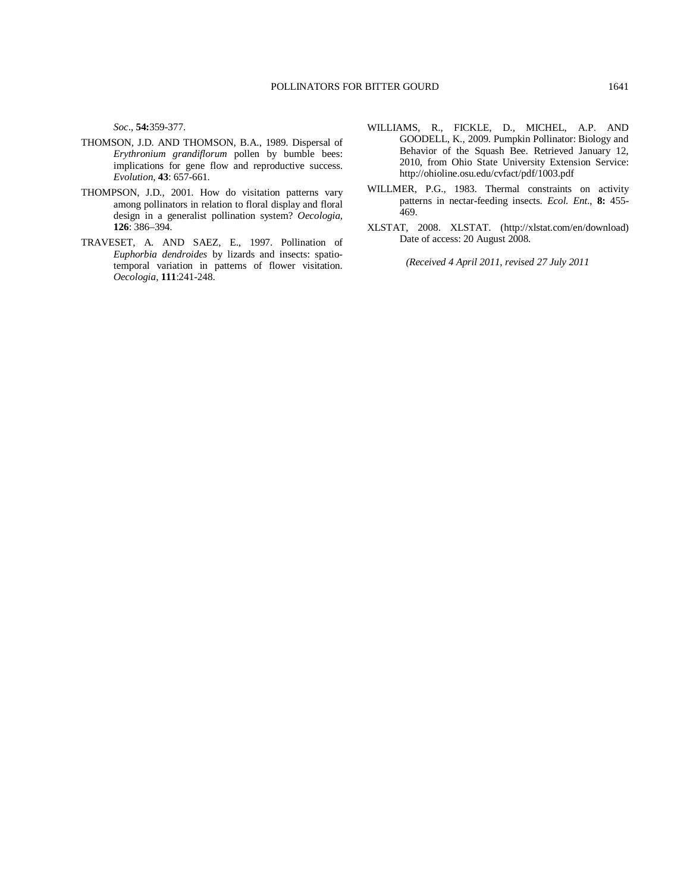*Soc*., **54:**359-377.

THOMSON, J.D. AND THOMSON, B.A., 1989. Dispersal of *Erythronium grandiflorum* pollen by bumble bees: implications for gene flow and reproductive success. *Evolution*, **43**: 657-661.

THOMPSON, J.D., 2001. How do visitation patterns vary among pollinators in relation to floral display and floral design in a generalist pollination system? *Oecologia*, **126**: 386–394.

TRAVESET, A. AND SAEZ, E., 1997. Pollination of *Euphorbia dendroides* by lizards and insects: spatio-temporal variation in patterns of flower visitation. *Oecologia*, **111**:241-248.

WILLIAMS, R., FICKLE, D., MICHEL, A.P. AND GOODELL, K., 2009. Pumpkin Pollinator: Biology and Behavior of the Squash Bee. Retrieved January 12, 2010, from Ohio State University Extension Service: http://ohioline.osu.edu/cvfact/pdf/1003.pdf

WILLMER, P.G., 1983. Thermal constraints on activity patterns in nectar-feeding insects. *Ecol. Ent*., **8:** 455-469.

XLSTAT, 2008. XLSTAT. (http://xlstat.com/en/download) Date of access: 20 August 2008.

*(Received 4 April 2011, revised 27 July 2011*